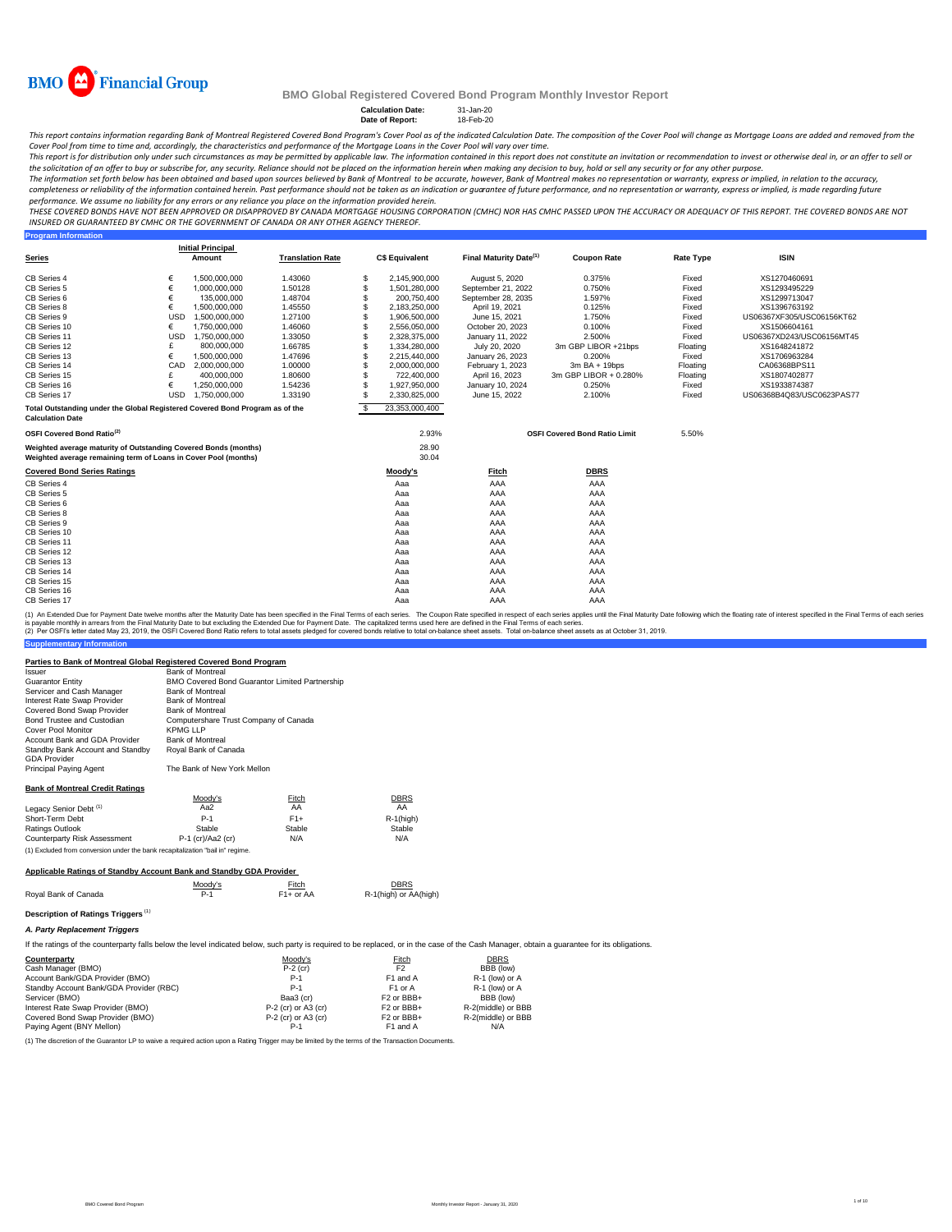BMO Financial Group

# BMO Global Registered Covered Bond Program Monthly Investor Report

**Calculation Date:** 31-Jan-20
**Date of Report:** 18-Feb-20

*This report contains information regarding Bank of Montreal Registered Covered Bond Program's Cover Pool as of the indicated Calculation Date. The composition of the Cover Pool will change as Mortgage Loans are added and removed from the Cover Pool from time to time and, accordingly, the characteristics and performance of the Mortgage Loans in the Cover Pool will vary over time.*

*This report is for distribution only under such circumstances as may be permitted by applicable law. The information contained in this report does not constitute an invitation or recommendation to invest or otherwise deal in, or an offer to sell or the solicitation of an offer to buy or subscribe for, any security. Reliance should not be placed on the information herein when making any decision to buy, hold or sell any security or for any other purpose.*

*The information set forth below has been obtained and based upon sources believed by Bank of Montreal to be accurate, however, Bank of Montreal makes no representation or warranty, express or implied, in relation to the accuracy, completeness or reliability of the information contained herein. Past performance should not be taken as an indication or guarantee of future performance, and no representation or warranty, express or implied, is made regarding future performance. We assume no liability for any errors or any reliance you place on the information provided herein.*

*THESE COVERED BONDS HAVE NOT BEEN APPROVED OR DISAPPROVED BY CANADA MORTGAGE HOUSING CORPORATION (CMHC) NOR HAS CMHC PASSED UPON THE ACCURACY OR ADEQUACY OF THIS REPORT. THE COVERED BONDS ARE NOT INSURED OR GUARANTEED BY CMHC OR THE GOVERNMENT OF CANADA OR ANY OTHER AGENCY THEREOF.*

## Program Information

| Series | | Initial Principal Amount | Translation Rate | | C$ Equivalent | Final Maturity Date[1] | Coupon Rate | Rate Type | ISIN |
|---|---|---|---|---|---|---|---|---|---|
| CB Series 4 | € | 1,500,000,000 | 1.43060 | $ | 2,145,900,000 | August 5, 2020 | 0.375% | Fixed | XS1270460691 |
| CB Series 5 | € | 1,000,000,000 | 1.50128 | $ | 1,501,280,000 | September 21, 2022 | 0.750% | Fixed | XS1293495229 |
| CB Series 6 | € | 135,000,000 | 1.48704 | $ | 200,750,400 | September 28, 2035 | 1.597% | Fixed | XS1299713047 |
| CB Series 8 | € | 1,500,000,000 | 1.45550 | $ | 2,183,250,000 | April 19, 2021 | 0.125% | Fixed | XS1396763192 |
| CB Series 9 | USD | 1,500,000,000 | 1.27100 | $ | 1,906,500,000 | June 15, 2021 | 1.750% | Fixed | US06367XF305/USC06156KT62 |
| CB Series 10 | € | 1,750,000,000 | 1.46060 | $ | 2,556,050,000 | October 20, 2023 | 0.100% | Fixed | XS1506604161 |
| CB Series 11 | USD | 1,750,000,000 | 1.33050 | $ | 2,328,375,000 | January 11, 2022 | 2.500% | Fixed | US06367XD243/USC06156MT45 |
| CB Series 12 | £ | 800,000,000 | 1.66785 | $ | 1,334,280,000 | July 20, 2020 | 3m GBP LIBOR +21bps | Floating | XS1648241872 |
| CB Series 13 | € | 1,500,000,000 | 1.47696 | $ | 2,215,440,000 | January 26, 2023 | 0.200% | Fixed | XS1706963284 |
| CB Series 14 | CAD | 2,000,000,000 | 1.00000 | $ | 2,000,000,000 | February 1, 2023 | 3m BA + 19bps | Floating | CA06368BPS11 |
| CB Series 15 | £ | 400,000,000 | 1.80600 | $ | 722,400,000 | April 16, 2023 | 3m GBP LIBOR + 0.280% | Floating | XS1807402877 |
| CB Series 16 | € | 1,250,000,000 | 1.54236 | $ | 1,927,950,000 | January 10, 2024 | 0.250% | Fixed | XS1933874387 |
| CB Series 17 | USD | 1,750,000,000 | 1.33190 | $ | 2,330,825,000 | June 15, 2022 | 2.100% | Fixed | US06368B4Q83/USC0623PAS77 |
| **Total Outstanding under the Global Registered Covered Bond Program as of the Calculation Date** | | | | $ | 23,353,000,400 | | | | |

| | | | |
|---|---|---|---|
| **OSFI Covered Bond Ratio[2]** | 2.93% | **OSFI Covered Bond Ratio Limit** | 5.50% |
| **Weighted average maturity of Outstanding Covered Bonds (months)** | 28.90 | | |
| **Weighted average remaining term of Loans in Cover Pool (months)** | 30.04 | | |

| Covered Bond Series Ratings | Moody's | Fitch | DBRS |
|---|---|---|---|
| CB Series 4 | Aaa | AAA | AAA |
| CB Series 5 | Aaa | AAA | AAA |
| CB Series 6 | Aaa | AAA | AAA |
| CB Series 8 | Aaa | AAA | AAA |
| CB Series 9 | Aaa | AAA | AAA |
| CB Series 10 | Aaa | AAA | AAA |
| CB Series 11 | Aaa | AAA | AAA |
| CB Series 12 | Aaa | AAA | AAA |
| CB Series 13 | Aaa | AAA | AAA |
| CB Series 14 | Aaa | AAA | AAA |
| CB Series 15 | Aaa | AAA | AAA |
| CB Series 16 | Aaa | AAA | AAA |
| CB Series 17 | Aaa | AAA | AAA |

(1) An Extended Due for Payment Date twelve months after the Maturity Date has been specified in the Final Terms of each series. The Coupon Rate specified in respect of each series applies until the Final Maturity Date following which the floating rate of interest specified in the Final Terms of each series is payable monthly in arrears from the Final Maturity Date to but excluding the Extended Due for Payment Date. The capitalized terms used here are defined in the Final Terms of each series.
(2) Per OSFI's letter dated May 23, 2019, the OSFI Covered Bond Ratio refers to total assets pledged for covered bonds relative to total on-balance sheet assets. Total on-balance sheet assets as at October 31, 2019.

## Supplementary Information

### Parties to Bank of Montreal Global Registered Covered Bond Program

| | |
|---|---|
| Issuer | Bank of Montreal |
| Guarantor Entity | BMO Covered Bond Guarantor Limited Partnership |
| Servicer and Cash Manager | Bank of Montreal |
| Interest Rate Swap Provider | Bank of Montreal |
| Covered Bond Swap Provider | Bank of Montreal |
| Bond Trustee and Custodian | Computershare Trust Company of Canada |
| Cover Pool Monitor | KPMG LLP |
| Account Bank and GDA Provider | Bank of Montreal |
| Standby Bank Account and Standby GDA Provider | Royal Bank of Canada |
| Principal Paying Agent | The Bank of New York Mellon |

### Bank of Montreal Credit Ratings

| | Moody's | Fitch | DBRS |
|---|---|---|---|
| Legacy Senior Debt[1] | Aa2 | AA | AA |
| Short-Term Debt | P-1 | F1+ | R-1(high) |
| Ratings Outlook | Stable | Stable | Stable |
| Counterparty Risk Assessment | P-1 (cr)/Aa2 (cr) | N/A | N/A |

(1) Excluded from conversion under the bank recapitalization "bail in" regime.

### Applicable Ratings of Standby Account Bank and Standby GDA Provider

| | Moody's | Fitch | DBRS |
|---|---|---|---|
| Royal Bank of Canada | P-1 | F1+ or AA | R-1(high) or AA(high) |

### Description of Ratings Triggers[1]

#### *A. Party Replacement Triggers*

If the ratings of the counterparty falls below the level indicated below, such party is required to be replaced, or in the case of the Cash Manager, obtain a guarantee for its obligations.

| Counterparty | Moody's | Fitch | DBRS |
|---|---|---|---|
| Cash Manager (BMO) | P-2 (cr) | F2 | BBB (low) |
| Account Bank/GDA Provider (BMO) | P-1 | F1 and A | R-1 (low) or A |
| Standby Account Bank/GDA Provider (RBC) | P-1 | F1 or A | R-1 (low) or A |
| Servicer (BMO) | Baa3 (cr) | F2 or BBB+ | BBB (low) |
| Interest Rate Swap Provider (BMO) | P-2 (cr) or A3 (cr) | F2 or BBB+ | R-2(middle) or BBB |
| Covered Bond Swap Provider (BMO) | P-2 (cr) or A3 (cr) | F2 or BBB+ | R-2(middle) or BBB |
| Paying Agent (BNY Mellon) | P-1 | F1 and A | N/A |

(1) The discretion of the Guarantor LP to waive a required action upon a Rating Trigger may be limited by the terms of the Transaction Documents.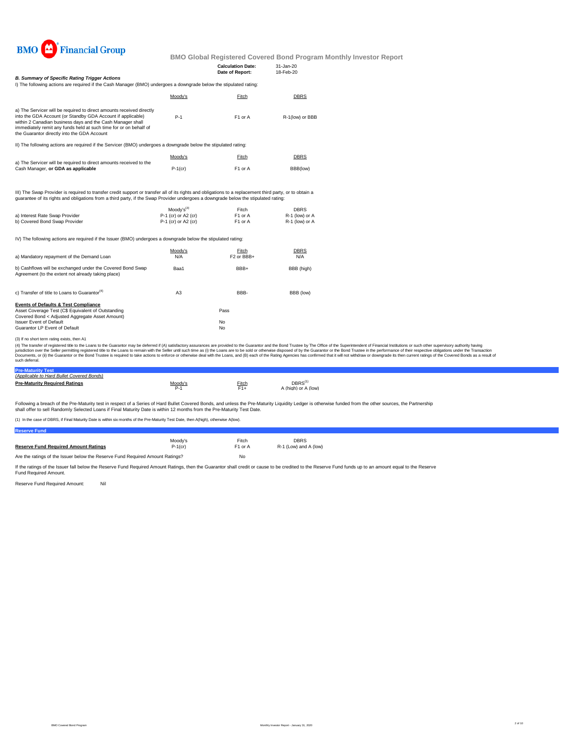# BMO Global Registered Covered Bond Program Monthly Investor Report

**Calculation Date:** 31-Jan-20
**Date of Report:** 18-Feb-20

### *B. Summary of Specific Rating Trigger Actions*

I) The following actions are required if the Cash Manager (BMO) undergoes a downgrade below the stipulated rating:

| | Moody's | Fitch | DBRS |
|---|---|---|---|
| a) The Servicer will be required to direct amounts received directly into the GDA Account (or Standby GDA Account if applicable) within 2 Canadian business days and the Cash Manager shall immediately remit any funds held at such time for or on behalf of the Guarantor directly into the GDA Account | P-1 | F1 or A | R-1(low) or BBB |

II) The following actions are required if the Servicer (BMO) undergoes a downgrade below the stipulated rating:

| | Moody's | Fitch | DBRS |
|---|---|---|---|
| a) The Servicer will be required to direct amounts received to the Cash Manager, **or GDA as applicable** | P-1(cr) | F1 or A | BBB(low) |

III) The Swap Provider is required to transfer credit support or transfer all of its rights and obligations to a replacement third party, or to obtain a guarantee of its rights and obligations from a third party, if the Swap Provider undergoes a downgrade below the stipulated rating:

| | Moody's[3] | Fitch | DBRS |
|---|---|---|---|
| a) Interest Rate Swap Provider | P-1 (cr) or A2 (cr) | F1 or A | R-1 (low) or A |
| b) Covered Bond Swap Provider | P-1 (cr) or A2 (cr) | F1 or A | R-1 (low) or A |

IV) The following actions are required if the Issuer (BMO) undergoes a downgrade below the stipulated rating:

| | Moody's | Fitch | DBRS |
|---|---|---|---|
| a) Mandatory repayment of the Demand Loan | N/A | F2 or BBB+ | N/A |
| b) Cashflows will be exchanged under the Covered Bond Swap Agreement (to the extent not already taking place) | Baa1 | BBB+ | BBB (high) |
| c) Transfer of title to Loans to Guarantor[4] | A3 | BBB- | BBB (low) |

**Events of Defaults & Test Compliance**

| | |
|---|---|
| Asset Coverage Test (C$ Equivalent of Outstanding Covered Bond < Adjusted Aggregate Asset Amount) | Pass |
| Issuer Event of Default | No |
| Guarantor LP Event of Default | No |

(3) If no short term rating exists, then A1

(4) The transfer of registered title to the Loans to the Guarantor may be deferred if (A) satisfactory assurances are provided to the Guarantor and the Bond Trustee by The Office of the Superintendent of Financial Institutions or such other supervisory authority having jurisdiction over the Seller permitting registered title to the Loans to remain with the Seller until such time as (i) the Loans are to be sold or otherwise disposed of by the Guarantor or the Bond Trustee in the performance of their respective obligations under the Transaction Documents, or (ii) the Guarantor or the Bond Trustee is required to take actions to enforce or otherwise deal with the Loans, and (B) each of the Rating Agencies has confirmed that it will not withdraw or downgrade its then current ratings of the Covered Bonds as a result of such deferral.

## Pre-Maturity Test

*(Applicable to Hard Bullet Covered Bonds)*

| **Pre-Maturity Required Ratings** | Moody's | Fitch | DBRS[1] |
|---|---|---|---|
| | P-1 | F1+ | A (high) or A (low) |

Following a breach of the Pre-Maturity test in respect of a Series of Hard Bullet Covered Bonds, and unless the Pre-Maturity Liquidity Ledger is otherwise funded from the other sources, the Partnership shall offer to sell Randomly Selected Loans if Final Maturity Date is within 12 months from the Pre-Maturity Test Date.

(1) In the case of DBRS, if Final Maturity Date is within six months of the Pre-Maturity Test Date, then A(high), otherwise A(low).

## Reserve Fund

| | Moody's | Fitch | DBRS |
|---|---|---|---|
| **Reserve Fund Required Amount Ratings** | P-1(cr) | F1 or A | R-1 (Low) and A (low) |
| Are the ratings of the Issuer below the Reserve Fund Required Amount Ratings? | | No | |

If the ratings of the Issuer fall below the Reserve Fund Required Amount Ratings, then the Guarantor shall credit or cause to be credited to the Reserve Fund funds up to an amount equal to the Reserve Fund Required Amount.

Reserve Fund Required Amount: Nil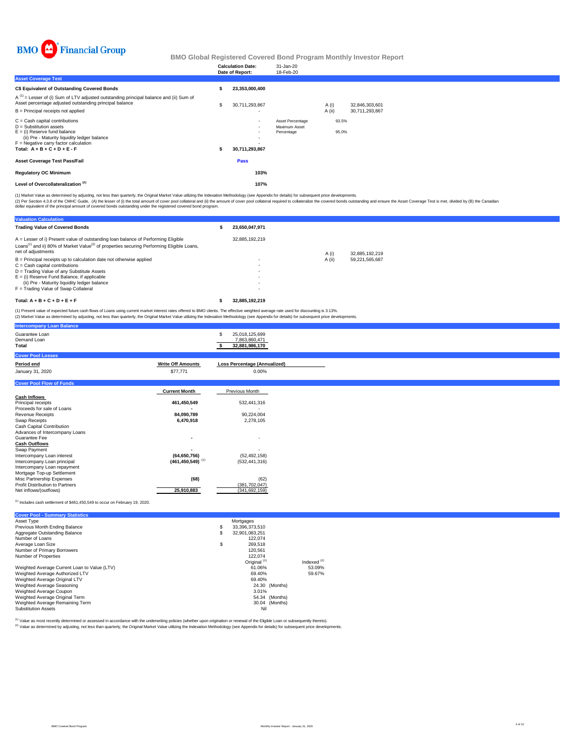BMO Financial Group

# BMO Global Registered Covered Bond Program Monthly Investor Report

| | |
|---|---|
| **Calculation Date:** | 31-Jan-20 |
| **Date of Report:** | 18-Feb-20 |

## Asset Coverage Test

| | | | | |
|---|---|---|---|---|
| **C$ Equivalent of Outstanding Covered Bonds** | **$ 23,353,000,400** | | | |
| A [1] = Lesser of (i) Sum of LTV adjusted outstanding principal balance and (ii) Sum of Asset percentage adjusted outstanding principal balance | $ 30,711,293,867 | | A (i) | 32,846,303,601 |
| B = Principal receipts not applied | - | | A (ii) | 30,711,293,867 |
| C = Cash capital contributions | - | Asset Percentage | 93.5% | |
| D = Substitution assets | - | Maximum Asset Percentage | 95.0% | |
| E = (i) Reserve fund balance | - | | | |
| (ii) Pre - Maturity liquidity ledger balance | - | | | |
| F = Negative carry factor calculation | - | | | |
| **Total: A + B + C + D + E - F** | **$ 30,711,293,867** | | | |
| **Asset Coverage Test Pass/Fail** | **Pass** | | | |
| **Regulatory OC Minimum** | **103%** | | | |
| **Level of Overcollateralization [2]** | **107%** | | | |

(1) Market Value as determined by adjusting, not less than quarterly, the Original Market Value utilizing the Indexation Methodology (see Appendix for details) for subsequent price developments.
(2) Per Section 4.3.8 of the CMHC Guide, (A) the lesser of (i) the total amount of cover pool collateral and (ii) the amount of cover pool collateral required to collateralize the covered bonds outstanding and ensure the Asset Coverage Test is met, divided by (B) the Canadian dollar equivalent of the principal amount of covered bonds outstanding under the registered covered bond program.

## Valuation Calculation

| | | | |
|---|---|---|---|
| **Trading Value of Covered Bonds** | **$ 23,650,047,971** | | |
| A = Lesser of i) Present value of outstanding loan balance of Performing Eligible Loans[1] and ii) 80% of Market Value[2] of properties securing Performing Eligible Loans, net of adjustments | 32,885,192,219 | A (i) | 32,885,192,219 |
| B = Principal receipts up to calculation date not otherwise applied | - | A (ii) | 59,221,565,687 |
| C = Cash capital contributions | - | | |
| D = Trading Value of any Substitute Assets | - | | |
| E = (i) Reserve Fund Balance, if applicable | - | | |
| (ii) Pre - Maturity liquidity ledger balance | - | | |
| F = Trading Value of Swap Collateral | - | | |
| **Total: A + B + C + D + E + F** | **$ 32,885,192,219** | | |

(1) Present value of expected future cash flows of Loans using current market interest rates offered to BMO clients. The effective weighted average rate used for discounting is 3.13%.
(2) Market Value as determined by adjusting, not less than quarterly, the Original Market Value utilizing the Indexation Methodology (see Appendix for details) for subsequent price developments.

## Intercompany Loan Balance

| | |
|---|---|
| Guarantee Loan | $ 25,018,125,699 |
| Demand Loan | 7,863,860,471 |
| **Total** | **$ 32,881,986,170** |

## Cover Pool Losses

| **Period end** | **Write Off Amounts** | **Loss Percentage (Annualized)** |
|---|---|---|
| January 31, 2020 | $77,771 | 0.00% |

## Cover Pool Flow of Funds

| | **Current Month** | Previous Month |
|---|---|---|
| **Cash Inflows** | | |
| Principal receipts | **461,450,549** | 532,441,316 |
| Proceeds for sale of Loans | **-** | - |
| Revenue Receipts | **84,090,789** | 90,224,004 |
| Swap Receipts | **6,470,918** | 2,278,105 |
| Cash Capital Contribution | | |
| Advances of Intercompany Loans | | |
| Guarantee Fee | **-** | - |
| **Cash Outflows** | | |
| Swap Payment | **-** | - |
| Intercompany Loan interest | **(64,650,756)** | (52,492,158) |
| Intercompany Loan principal | **(461,450,549)** [1] | (532,441,316) |
| Intercompany Loan repayment | | |
| Mortgage Top-up Settlement | | |
| Misc Partnership Expenses | **(68)** | (62) |
| Profit Distribution to Partners | | (381,702,047) |
| Net inflows/(outflows) | **25,910,883** | (341,692,159) |

[1] Includes cash settlement of $461,450,549 to occur on February 19, 2020.

## Cover Pool - Summary Statistics

| | | |
|---|---|---|
| Asset Type | Mortgages | |
| Previous Month Ending Balance | $ 33,396,373,510 | |
| Aggregate Outstanding Balance | $ 32,901,083,251 | |
| Number of Loans | 122,074 | |
| Average Loan Size | $ 269,518 | |
| Number of Primary Borrowers | 120,561 | |
| Number of Properties | 122,074 | |
| | Original [1] | Indexed [2] |
| Weighted Average Current Loan to Value (LTV) | 61.06% | 53.09% |
| Weighted Average Authorized LTV | 69.40% | 59.67% |
| Weighted Average Original LTV | 69.40% | |
| Weighted Average Seasoning | 24.30 (Months) | |
| Weighted Average Coupon | 3.01% | |
| Weighted Average Original Term | 54.34 (Months) | |
| Weighted Average Remaining Term | 30.04 (Months) | |
| Substitution Assets | Nil | |

[1] Value as most recently determined or assessed in accordance with the underwriting policies (whether upon origination or renewal of the Eligible Loan or subsequently thereto).
[2] Value as determined by adjusting, not less than quarterly, the Original Market Value utilizing the Indexation Methodology (see Appendix for details) for subsequent price developments.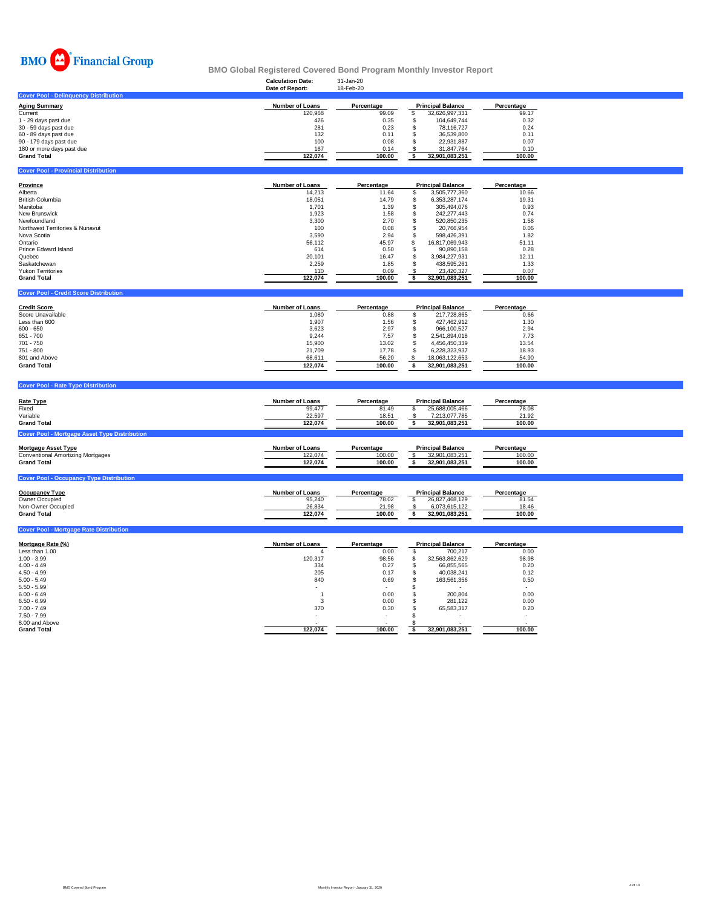BMO Financial Group

# BMO Global Registered Covered Bond Program Monthly Investor Report

**Calculation Date:** 31-Jan-20
**Date of Report:** 18-Feb-20

## Cover Pool - Delinquency Distribution

| Aging Summary | Number of Loans | Percentage | Principal Balance | Percentage |
|---|---|---|---|---|
| Current | 120,968 | 99.09 | $ 32,626,997,331 | 99.17 |
| 1 - 29 days past due | 426 | 0.35 | $ 104,649,744 | 0.32 |
| 30 - 59 days past due | 281 | 0.23 | $ 78,116,727 | 0.24 |
| 60 - 89 days past due | 132 | 0.11 | $ 36,539,800 | 0.11 |
| 90 - 179 days past due | 100 | 0.08 | $ 22,931,887 | 0.07 |
| 180 or more days past due | 167 | 0.14 | $ 31,847,764 | 0.10 |
| **Grand Total** | **122,074** | **100.00** | **$ 32,901,083,251** | **100.00** |

## Cover Pool - Provincial Distribution

| Province | Number of Loans | Percentage | Principal Balance | Percentage |
|---|---|---|---|---|
| Alberta | 14,213 | 11.64 | $ 3,505,777,360 | 10.66 |
| British Columbia | 18,051 | 14.79 | $ 6,353,287,174 | 19.31 |
| Manitoba | 1,701 | 1.39 | $ 305,494,076 | 0.93 |
| New Brunswick | 1,923 | 1.58 | $ 242,277,443 | 0.74 |
| Newfoundland | 3,300 | 2.70 | $ 520,850,235 | 1.58 |
| Northwest Territories & Nunavut | 100 | 0.08 | $ 20,766,954 | 0.06 |
| Nova Scotia | 3,590 | 2.94 | $ 598,426,391 | 1.82 |
| Ontario | 56,112 | 45.97 | $ 16,817,069,943 | 51.11 |
| Prince Edward Island | 614 | 0.50 | $ 90,890,158 | 0.28 |
| Quebec | 20,101 | 16.47 | $ 3,984,227,931 | 12.11 |
| Saskatchewan | 2,259 | 1.85 | $ 438,595,261 | 1.33 |
| Yukon Territories | 110 | 0.09 | $ 23,420,327 | 0.07 |
| **Grand Total** | **122,074** | **100.00** | **$ 32,901,083,251** | **100.00** |

## Cover Pool - Credit Score Distribution

| Credit Score | Number of Loans | Percentage | Principal Balance | Percentage |
|---|---|---|---|---|
| Score Unavailable | 1,080 | 0.88 | $ 217,728,865 | 0.66 |
| Less than 600 | 1,907 | 1.56 | $ 427,462,912 | 1.30 |
| 600 - 650 | 3,623 | 2.97 | $ 966,100,527 | 2.94 |
| 651 - 700 | 9,244 | 7.57 | $ 2,541,894,018 | 7.73 |
| 701 - 750 | 15,900 | 13.02 | $ 4,456,450,339 | 13.54 |
| 751 - 800 | 21,709 | 17.78 | $ 6,228,323,937 | 18.93 |
| 801 and Above | 68,611 | 56.20 | $ 18,063,122,653 | 54.90 |
| **Grand Total** | **122,074** | **100.00** | **$ 32,901,083,251** | **100.00** |

## Cover Pool - Rate Type Distribution

| Rate Type | Number of Loans | Percentage | Principal Balance | Percentage |
|---|---|---|---|---|
| Fixed | 99,477 | 81.49 | $ 25,688,005,466 | 78.08 |
| Variable | 22,597 | 18.51 | $ 7,213,077,785 | 21.92 |
| **Grand Total** | **122,074** | **100.00** | **$ 32,901,083,251** | **100.00** |

## Cover Pool - Mortgage Asset Type Distribution

| Mortgage Asset Type | Number of Loans | Percentage | Principal Balance | Percentage |
|---|---|---|---|---|
| Conventional Amortizing Mortgages | 122,074 | 100.00 | $ 32,901,083,251 | 100.00 |
| **Grand Total** | **122,074** | **100.00** | **$ 32,901,083,251** | **100.00** |

## Cover Pool - Occupancy Type Distribution

| Occupancy Type | Number of Loans | Percentage | Principal Balance | Percentage |
|---|---|---|---|---|
| Owner Occupied | 95,240 | 78.02 | $ 26,827,468,129 | 81.54 |
| Non-Owner Occupied | 26,834 | 21.98 | $ 6,073,615,122 | 18.46 |
| **Grand Total** | **122,074** | **100.00** | **$ 32,901,083,251** | **100.00** |

## Cover Pool - Mortgage Rate Distribution

| Mortgage Rate (%) | Number of Loans | Percentage | Principal Balance | Percentage |
|---|---|---|---|---|
| Less than 1.00 | 4 | 0.00 | $ 700,217 | 0.00 |
| 1.00 - 3.99 | 120,317 | 98.56 | $ 32,563,862,629 | 98.98 |
| 4.00 - 4.49 | 334 | 0.27 | $ 66,855,565 | 0.20 |
| 4.50 - 4.99 | 205 | 0.17 | $ 40,038,241 | 0.12 |
| 5.00 - 5.49 | 840 | 0.69 | $ 163,561,356 | 0.50 |
| 5.50 - 5.99 | - | - | $ - | - |
| 6.00 - 6.49 | 1 | 0.00 | $ 200,804 | 0.00 |
| 6.50 - 6.99 | 3 | 0.00 | $ 281,122 | 0.00 |
| 7.00 - 7.49 | 370 | 0.30 | $ 65,583,317 | 0.20 |
| 7.50 - 7.99 | - | - | $ - | - |
| 8.00 and Above | - | - | $ - | - |
| **Grand Total** | **122,074** | **100.00** | **$ 32,901,083,251** | **100.00** |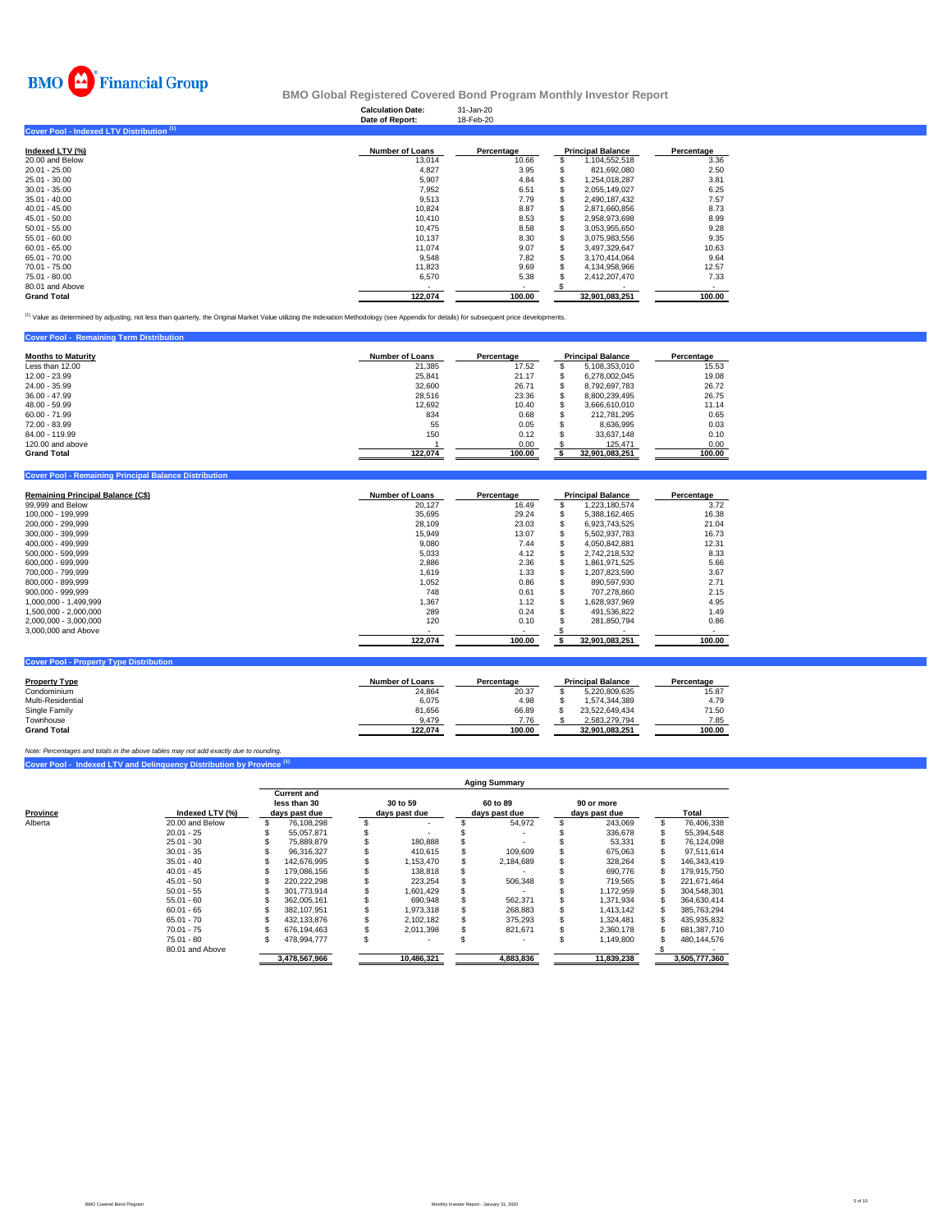BMO Financial Group

# BMO Global Registered Covered Bond Program Monthly Investor Report

**Calculation Date:** 31-Jan-20
**Date of Report:** 18-Feb-20

## Cover Pool - Indexed LTV Distribution [1]

| Indexed LTV (%) | Number of Loans | Percentage | Principal Balance | Percentage |
|---|---|---|---|---|
| 20.00 and Below | 13,014 | 10.66 | $ 1,104,552,518 | 3.36 |
| 20.01 - 25.00 | 4,827 | 3.95 | $ 821,692,080 | 2.50 |
| 25.01 - 30.00 | 5,907 | 4.84 | $ 1,254,018,287 | 3.81 |
| 30.01 - 35.00 | 7,952 | 6.51 | $ 2,055,149,027 | 6.25 |
| 35.01 - 40.00 | 9,513 | 7.79 | $ 2,490,187,432 | 7.57 |
| 40.01 - 45.00 | 10,824 | 8.87 | $ 2,871,660,856 | 8.73 |
| 45.01 - 50.00 | 10,410 | 8.53 | $ 2,958,973,698 | 8.99 |
| 50.01 - 55.00 | 10,475 | 8.58 | $ 3,053,955,650 | 9.28 |
| 55.01 - 60.00 | 10,137 | 8.30 | $ 3,075,983,556 | 9.35 |
| 60.01 - 65.00 | 11,074 | 9.07 | $ 3,497,329,647 | 10.63 |
| 65.01 - 70.00 | 9,548 | 7.82 | $ 3,170,414,064 | 9.64 |
| 70.01 - 75.00 | 11,823 | 9.69 | $ 4,134,958,966 | 12.57 |
| 75.01 - 80.00 | 6,570 | 5.38 | $ 2,412,207,470 | 7.33 |
| 80.01 and Above | - | - | $ - | - |
| **Grand Total** | **122,074** | **100.00** | **32,901,083,251** | **100.00** |

[1] Value as determined by adjusting, not less than quarterly, the Original Market Value utilizing the Indexation Methodology (see Appendix for details) for subsequent price developments.

## Cover Pool - Remaining Term Distribution

| Months to Maturity | Number of Loans | Percentage | Principal Balance | Percentage |
|---|---|---|---|---|
| Less than 12.00 | 21,385 | 17.52 | $ 5,108,353,010 | 15.53 |
| 12.00 - 23.99 | 25,841 | 21.17 | $ 6,278,002,045 | 19.08 |
| 24.00 - 35.99 | 32,600 | 26.71 | $ 8,792,697,783 | 26.72 |
| 36.00 - 47.99 | 28,516 | 23.36 | $ 8,800,239,495 | 26.75 |
| 48.00 - 59.99 | 12,692 | 10.40 | $ 3,666,610,010 | 11.14 |
| 60.00 - 71.99 | 834 | 0.68 | $ 212,781,295 | 0.65 |
| 72.00 - 83.99 | 55 | 0.05 | $ 8,636,995 | 0.03 |
| 84.00 - 119.99 | 150 | 0.12 | $ 33,637,148 | 0.10 |
| 120.00 and above | 1 | 0.00 | $ 125,471 | 0.00 |
| **Grand Total** | **122,074** | **100.00** | **$ 32,901,083,251** | **100.00** |

## Cover Pool - Remaining Principal Balance Distribution

| Remaining Principal Balance (C$) | Number of Loans | Percentage | Principal Balance | Percentage |
|---|---|---|---|---|
| 99,999 and Below | 20,127 | 16.49 | $ 1,223,180,574 | 3.72 |
| 100,000 - 199,999 | 35,695 | 29.24 | $ 5,388,162,465 | 16.38 |
| 200,000 - 299,999 | 28,109 | 23.03 | $ 6,923,743,525 | 21.04 |
| 300,000 - 399,999 | 15,949 | 13.07 | $ 5,502,937,783 | 16.73 |
| 400,000 - 499,999 | 9,080 | 7.44 | $ 4,050,842,881 | 12.31 |
| 500,000 - 599,999 | 5,033 | 4.12 | $ 2,742,218,532 | 8.33 |
| 600,000 - 699,999 | 2,886 | 2.36 | $ 1,861,971,525 | 5.66 |
| 700,000 - 799,999 | 1,619 | 1.33 | $ 1,207,823,590 | 3.67 |
| 800,000 - 899,999 | 1,052 | 0.86 | $ 890,597,930 | 2.71 |
| 900,000 - 999,999 | 748 | 0.61 | $ 707,278,860 | 2.15 |
| 1,000,000 - 1,499,999 | 1,367 | 1.12 | $ 1,628,937,969 | 4.95 |
| 1,500,000 - 2,000,000 | 289 | 0.24 | $ 491,536,822 | 1.49 |
| 2,000,000 - 3,000,000 | 120 | 0.10 | $ 281,850,794 | 0.86 |
| 3,000,000 and Above | - | - | $ - | - |
| | **122,074** | **100.00** | **$ 32,901,083,251** | **100.00** |

## Cover Pool - Property Type Distribution

| Property Type | Number of Loans | Percentage | Principal Balance | Percentage |
|---|---|---|---|---|
| Condominium | 24,864 | 20.37 | $ 5,220,809,635 | 15.87 |
| Multi-Residential | 6,075 | 4.98 | $ 1,574,344,389 | 4.79 |
| Single Family | 81,656 | 66.89 | $ 23,522,649,434 | 71.50 |
| Townhouse | 9,479 | 7.76 | $ 2,583,279,794 | 7.85 |
| **Grand Total** | **122,074** | **100.00** | **32,901,083,251** | **100.00** |

*Note: Percentages and totals in the above tables may not add exactly due to rounding.*

## Cover Pool - Indexed LTV and Delinquency Distribution by Province [1]

| | | Aging Summary | | | | |
|---|---|---|---|---|---|---|
| Province | Indexed LTV (%) | Current and less than 30 days past due | 30 to 59 days past due | 60 to 89 days past due | 90 or more days past due | Total |
| Alberta | 20.00 and Below | $ 76,108,298 | $ - | $ 54,972 | $ 243,069 | $ 76,406,338 |
| | 20.01 - 25 | $ 55,057,871 | $ - | $ - | $ 336,678 | $ 55,394,548 |
| | 25.01 - 30 | $ 75,889,879 | $ 180,888 | $ - | $ 53,331 | $ 76,124,098 |
| | 30.01 - 35 | $ 96,316,327 | $ 410,615 | $ 109,609 | $ 675,063 | $ 97,511,614 |
| | 35.01 - 40 | $ 142,676,995 | $ 1,153,470 | $ 2,184,689 | $ 328,264 | $ 146,343,419 |
| | 40.01 - 45 | $ 179,086,156 | $ 138,818 | $ - | $ 690,776 | $ 179,915,750 |
| | 45.01 - 50 | $ 220,222,298 | $ 223,254 | $ 506,348 | $ 719,565 | $ 221,671,464 |
| | 50.01 - 55 | $ 301,773,914 | $ 1,601,429 | $ - | $ 1,172,959 | $ 304,548,301 |
| | 55.01 - 60 | $ 362,005,161 | $ 690,948 | $ 562,371 | $ 1,371,934 | $ 364,630,414 |
| | 60.01 - 65 | $ 382,107,951 | $ 1,973,318 | $ 268,883 | $ 1,413,142 | $ 385,763,294 |
| | 65.01 - 70 | $ 432,133,876 | $ 2,102,182 | $ 375,293 | $ 1,324,481 | $ 435,935,832 |
| | 70.01 - 75 | $ 676,194,463 | $ 2,011,398 | $ 821,671 | $ 2,360,178 | $ 681,387,710 |
| | 75.01 - 80 | $ 478,994,777 | $ - | $ - | $ 1,149,800 | $ 480,144,576 |
| | 80.01 and Above | | | | | $ - |
| | | **3,478,567,966** | **10,486,321** | **4,883,836** | **11,839,238** | **3,505,777,360** |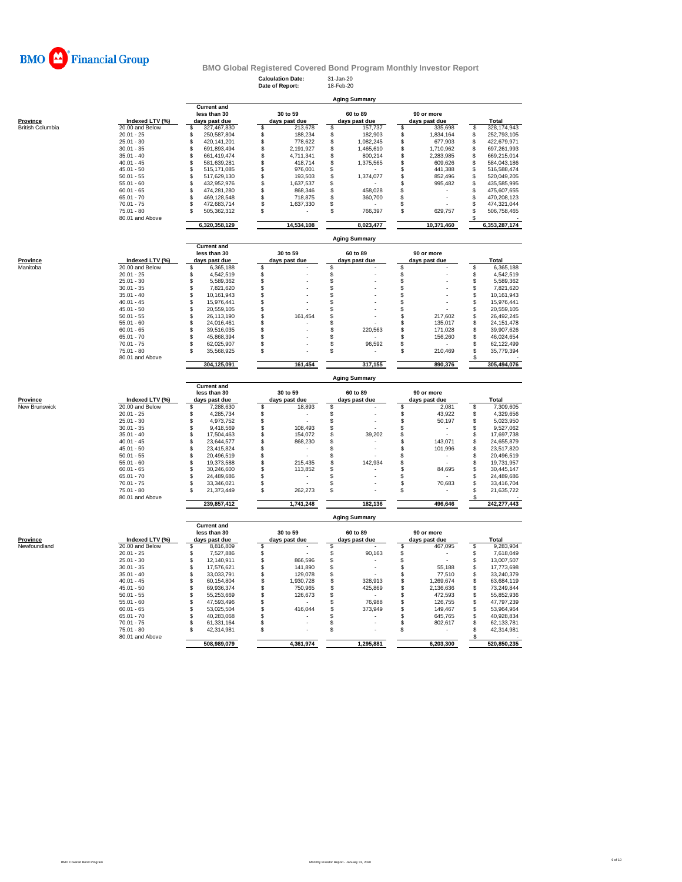BMO Financial Group

# BMO Global Registered Covered Bond Program Monthly Investor Report

**Calculation Date:** 31-Jan-20
**Date of Report:** 18-Feb-20

## Aging Summary

| Province | Indexed LTV (%) | Current and less than 30 days past due | 30 to 59 days past due | 60 to 89 days past due | 90 or more days past due | Total |
|---|---|---|---|---|---|---|
| British Columbia | 20.00 and Below | $ 327,467,830 | $ 213,678 | $ 157,737 | $ 335,698 | $ 328,174,943 |
| | 20.01 - 25 | $ 250,587,804 | $ 188,234 | $ 182,903 | $ 1,834,164 | $ 252,793,105 |
| | 25.01 - 30 | $ 420,141,201 | $ 778,622 | $ 1,082,245 | $ 677,903 | $ 422,679,971 |
| | 30.01 - 35 | $ 691,893,494 | $ 2,191,927 | $ 1,465,610 | $ 1,710,962 | $ 697,261,993 |
| | 35.01 - 40 | $ 661,419,474 | $ 4,711,341 | $ 800,214 | $ 2,283,985 | $ 669,215,014 |
| | 40.01 - 45 | $ 581,639,281 | $ 418,714 | $ 1,375,565 | $ 609,626 | $ 584,043,186 |
| | 45.01 - 50 | $ 515,171,085 | $ 976,001 | $ - | $ 441,388 | $ 516,588,474 |
| | 50.01 - 55 | $ 517,629,130 | $ 193,503 | $ 1,374,077 | $ 852,496 | $ 520,049,205 |
| | 55.01 - 60 | $ 432,952,976 | $ 1,637,537 | $ - | $ 995,482 | $ 435,585,995 |
| | 60.01 - 65 | $ 474,281,280 | $ 868,346 | $ 458,028 | $ - | $ 475,607,655 |
| | 65.01 - 70 | $ 469,128,548 | $ 718,875 | $ 360,700 | $ - | $ 470,208,123 |
| | 70.01 - 75 | $ 472,683,714 | $ 1,637,330 | $ - | $ - | $ 474,321,044 |
| | 75.01 - 80 | $ 505,362,312 | $ - | $ 766,397 | $ 629,757 | $ 506,758,465 |
| | 80.01 and Above | | | | | $ - |
| | | 6,320,358,129 | 14,534,108 | 8,023,477 | 10,371,460 | 6,353,287,174 |

## Aging Summary

| Province | Indexed LTV (%) | Current and less than 30 days past due | 30 to 59 days past due | 60 to 89 days past due | 90 or more days past due | Total |
|---|---|---|---|---|---|---|
| Manitoba | 20.00 and Below | $ 6,365,188 | $ - | $ - | $ - | $ 6,365,188 |
| | 20.01 - 25 | $ 4,542,519 | $ - | $ - | $ - | $ 4,542,519 |
| | 25.01 - 30 | $ 5,589,362 | $ - | $ - | $ - | $ 5,589,362 |
| | 30.01 - 35 | $ 7,821,620 | $ - | $ - | $ - | $ 7,821,620 |
| | 35.01 - 40 | $ 10,161,943 | $ - | $ - | $ - | $ 10,161,943 |
| | 40.01 - 45 | $ 15,976,441 | $ - | $ - | $ - | $ 15,976,441 |
| | 45.01 - 50 | $ 20,559,105 | $ - | $ - | $ - | $ 20,559,105 |
| | 50.01 - 55 | $ 26,113,190 | $ 161,454 | $ - | $ 217,602 | $ 26,492,245 |
| | 55.01 - 60 | $ 24,016,461 | $ - | $ - | $ 135,017 | $ 24,151,478 |
| | 60.01 - 65 | $ 39,516,035 | $ - | $ 220,563 | $ 171,028 | $ 39,907,626 |
| | 65.01 - 70 | $ 45,868,394 | $ - | $ - | $ 156,260 | $ 46,024,654 |
| | 70.01 - 75 | $ 62,025,907 | $ - | $ 96,592 | $ - | $ 62,122,499 |
| | 75.01 - 80 | $ 35,568,925 | $ - | $ - | $ 210,469 | $ 35,779,394 |
| | 80.01 and Above | | | | | $ - |
| | | 304,125,091 | 161,454 | 317,155 | 890,376 | 305,494,076 |

## Aging Summary

| Province | Indexed LTV (%) | Current and less than 30 days past due | 30 to 59 days past due | 60 to 89 days past due | 90 or more days past due | Total |
|---|---|---|---|---|---|---|
| New Brunswick | 20.00 and Below | $ 7,288,630 | $ 18,893 | $ - | $ 2,081 | $ 7,309,605 |
| | 20.01 - 25 | $ 4,285,734 | $ - | $ - | $ 43,922 | $ 4,329,656 |
| | 25.01 - 30 | $ 4,973,752 | $ - | $ - | $ 50,197 | $ 5,023,950 |
| | 30.01 - 35 | $ 9,418,569 | $ 108,493 | $ - | $ - | $ 9,527,062 |
| | 35.01 - 40 | $ 17,504,463 | $ 154,072 | $ 39,202 | $ - | $ 17,697,738 |
| | 40.01 - 45 | $ 23,644,577 | $ 868,230 | $ - | $ 143,071 | $ 24,655,879 |
| | 45.01 - 50 | $ 23,415,824 | $ - | $ - | $ 101,996 | $ 23,517,820 |
| | 50.01 - 55 | $ 20,496,519 | $ - | $ - | $ - | $ 20,496,519 |
| | 55.01 - 60 | $ 19,373,588 | $ 215,435 | $ 142,934 | $ - | $ 19,731,957 |
| | 60.01 - 65 | $ 30,246,600 | $ 113,852 | $ - | $ 84,695 | $ 30,445,147 |
| | 65.01 - 70 | $ 24,489,686 | $ - | $ - | $ - | $ 24,489,686 |
| | 70.01 - 75 | $ 33,346,021 | $ - | $ - | $ 70,683 | $ 33,416,704 |
| | 75.01 - 80 | $ 21,373,449 | $ 262,273 | $ - | $ - | $ 21,635,722 |
| | 80.01 and Above | | | | | $ - |
| | | 239,857,412 | 1,741,248 | 182,136 | 496,646 | 242,277,443 |

## Aging Summary

| Province | Indexed LTV (%) | Current and less than 30 days past due | 30 to 59 days past due | 60 to 89 days past due | 90 or more days past due | Total |
|---|---|---|---|---|---|---|
| Newfoundland | 20.00 and Below | $ 8,816,809 | $ - | $ - | $ 467,095 | $ 9,283,904 |
| | 20.01 - 25 | $ 7,527,886 | $ - | $ 90,163 | $ - | $ 7,618,049 |
| | 25.01 - 30 | $ 12,140,911 | $ 866,596 | $ - | $ - | $ 13,007,507 |
| | 30.01 - 35 | $ 17,576,621 | $ 141,890 | $ - | $ 55,188 | $ 17,773,698 |
| | 35.01 - 40 | $ 33,033,791 | $ 129,078 | $ - | $ 77,510 | $ 33,240,379 |
| | 40.01 - 45 | $ 60,154,804 | $ 1,930,728 | $ 328,913 | $ 1,269,674 | $ 63,684,119 |
| | 45.01 - 50 | $ 69,936,374 | $ 750,965 | $ 425,869 | $ 2,136,636 | $ 73,249,844 |
| | 50.01 - 55 | $ 55,253,669 | $ 126,673 | $ - | $ 472,593 | $ 55,852,936 |
| | 55.01 - 60 | $ 47,593,496 | $ - | $ 76,988 | $ 126,755 | $ 47,797,239 |
| | 60.01 - 65 | $ 53,025,504 | $ 416,044 | $ 373,949 | $ 149,467 | $ 53,964,964 |
| | 65.01 - 70 | $ 40,283,068 | $ - | $ - | $ 645,765 | $ 40,928,834 |
| | 70.01 - 75 | $ 61,331,164 | $ - | $ - | $ 802,617 | $ 62,133,781 |
| | 75.01 - 80 | $ 42,314,981 | $ - | $ - | $ - | $ 42,314,981 |
| | 80.01 and Above | | | | | $ - |
| | | 508,989,079 | 4,361,974 | 1,295,881 | 6,203,300 | 520,850,235 |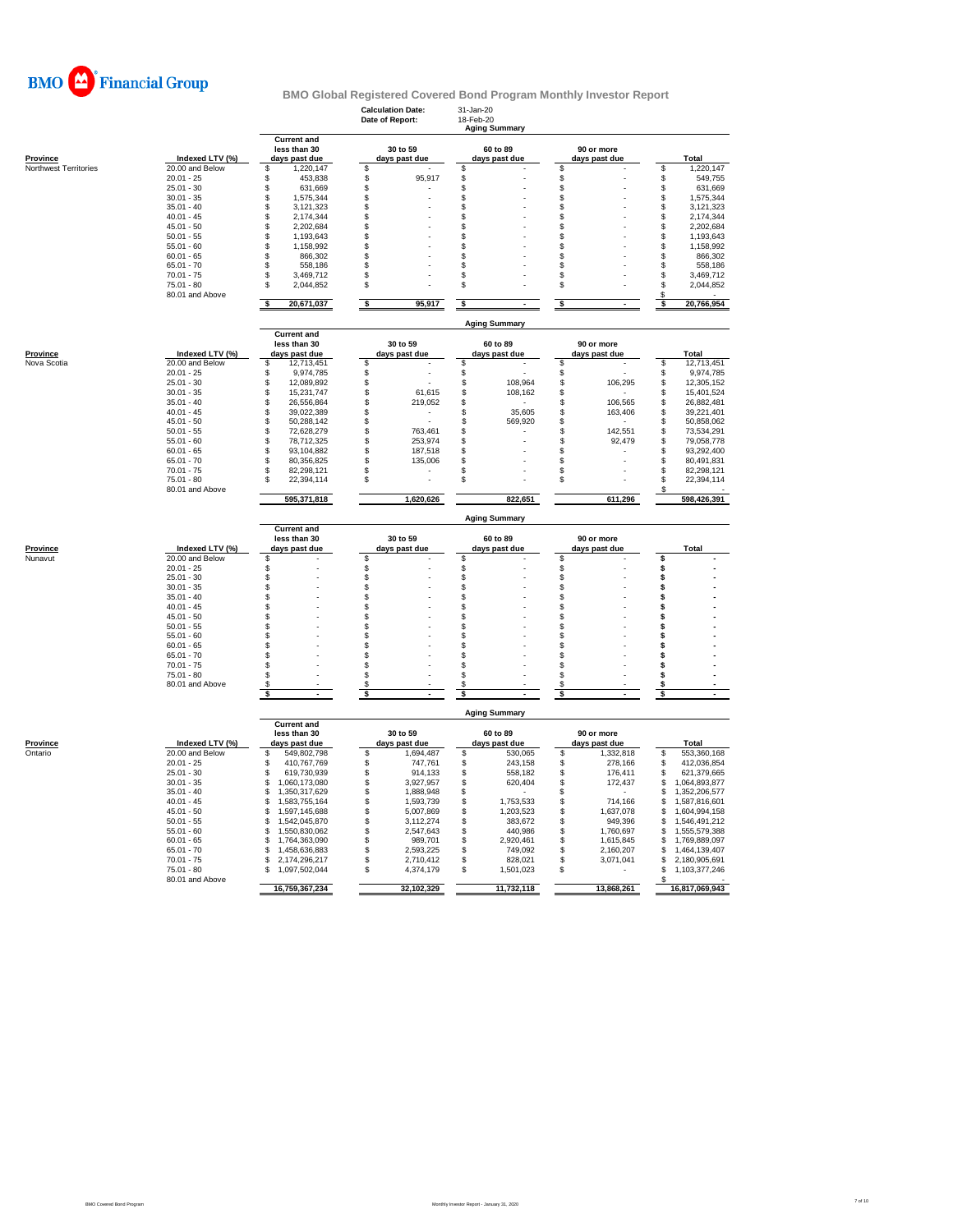BMO Financial Group

# BMO Global Registered Covered Bond Program Monthly Investor Report

**Calculation Date:** 31-Jan-20
**Date of Report:** 18-Feb-20

## Aging Summary

| Province | Indexed LTV (%) | Current and less than 30 days past due | 30 to 59 days past due | 60 to 89 days past due | 90 or more days past due | Total |
|---|---|---|---|---|---|---|
| Northwest Territories | 20.00 and Below | $ 1,220,147 | $ - | $ - | $ - | $ 1,220,147 |
| | 20.01 - 25 | $ 453,838 | $ 95,917 | $ - | $ - | $ 549,755 |
| | 25.01 - 30 | $ 631,669 | $ - | $ - | $ - | $ 631,669 |
| | 30.01 - 35 | $ 1,575,344 | $ - | $ - | $ - | $ 1,575,344 |
| | 35.01 - 40 | $ 3,121,323 | $ - | $ - | $ - | $ 3,121,323 |
| | 40.01 - 45 | $ 2,174,344 | $ - | $ - | $ - | $ 2,174,344 |
| | 45.01 - 50 | $ 2,202,684 | $ - | $ - | $ - | $ 2,202,684 |
| | 50.01 - 55 | $ 1,193,643 | $ - | $ - | $ - | $ 1,193,643 |
| | 55.01 - 60 | $ 1,158,992 | $ - | $ - | $ - | $ 1,158,992 |
| | 60.01 - 65 | $ 866,302 | $ - | $ - | $ - | $ 866,302 |
| | 65.01 - 70 | $ 558,186 | $ - | $ - | $ - | $ 558,186 |
| | 70.01 - 75 | $ 3,469,712 | $ - | $ - | $ - | $ 3,469,712 |
| | 75.01 - 80 | $ 2,044,852 | $ - | $ - | $ - | $ 2,044,852 |
| | 80.01 and Above | | | | | $ - |
| | | $ 20,671,037 | $ 95,917 | $ - | $ - | $ 20,766,954 |

## Aging Summary

| Province | Indexed LTV (%) | Current and less than 30 days past due | 30 to 59 days past due | 60 to 89 days past due | 90 or more days past due | Total |
|---|---|---|---|---|---|---|
| Nova Scotia | 20.00 and Below | $ 12,713,451 | $ - | $ - | $ - | $ 12,713,451 |
| | 20.01 - 25 | $ 9,974,785 | $ - | $ - | $ - | $ 9,974,785 |
| | 25.01 - 30 | $ 12,089,892 | $ - | $ 108,964 | $ 106,295 | $ 12,305,152 |
| | 30.01 - 35 | $ 15,231,747 | $ 61,615 | $ 108,162 | $ - | $ 15,401,524 |
| | 35.01 - 40 | $ 26,556,864 | $ 219,052 | $ - | $ 106,565 | $ 26,882,481 |
| | 40.01 - 45 | $ 39,022,389 | $ - | $ 35,605 | $ 163,406 | $ 39,221,401 |
| | 45.01 - 50 | $ 50,288,142 | $ - | $ 569,920 | $ - | $ 50,858,062 |
| | 50.01 - 55 | $ 72,628,279 | $ 763,461 | $ - | $ 142,551 | $ 73,534,291 |
| | 55.01 - 60 | $ 78,712,325 | $ 253,974 | $ - | $ 92,479 | $ 79,058,778 |
| | 60.01 - 65 | $ 93,104,882 | $ 187,518 | $ - | $ - | $ 93,292,400 |
| | 65.01 - 70 | $ 80,356,825 | $ 135,006 | $ - | $ - | $ 80,491,831 |
| | 70.01 - 75 | $ 82,298,121 | $ - | $ - | $ - | $ 82,298,121 |
| | 75.01 - 80 | $ 22,394,114 | $ - | $ - | $ - | $ 22,394,114 |
| | 80.01 and Above | | | | | $ - |
| | | 595,371,818 | 1,620,626 | 822,651 | 611,296 | 598,426,391 |

## Aging Summary

| Province | Indexed LTV (%) | Current and less than 30 days past due | 30 to 59 days past due | 60 to 89 days past due | 90 or more days past due | Total |
|---|---|---|---|---|---|---|
| Nunavut | 20.00 and Below | $ - | $ - | $ - | $ - | $ - |
| | 20.01 - 25 | $ - | $ - | $ - | $ - | $ - |
| | 25.01 - 30 | $ - | $ - | $ - | $ - | $ - |
| | 30.01 - 35 | $ - | $ - | $ - | $ - | $ - |
| | 35.01 - 40 | $ - | $ - | $ - | $ - | $ - |
| | 40.01 - 45 | $ - | $ - | $ - | $ - | $ - |
| | 45.01 - 50 | $ - | $ - | $ - | $ - | $ - |
| | 50.01 - 55 | $ - | $ - | $ - | $ - | $ - |
| | 55.01 - 60 | $ - | $ - | $ - | $ - | $ - |
| | 60.01 - 65 | $ - | $ - | $ - | $ - | $ - |
| | 65.01 - 70 | $ - | $ - | $ - | $ - | $ - |
| | 70.01 - 75 | $ - | $ - | $ - | $ - | $ - |
| | 75.01 - 80 | $ - | $ - | $ - | $ - | $ - |
| | 80.01 and Above | $ - | $ - | $ - | $ - | $ - |
| | | $ - | $ - | $ - | $ - | $ - |

## Aging Summary

| Province | Indexed LTV (%) | Current and less than 30 days past due | 30 to 59 days past due | 60 to 89 days past due | 90 or more days past due | Total |
|---|---|---|---|---|---|---|
| Ontario | 20.00 and Below | $ 549,802,798 | $ 1,694,487 | $ 530,065 | $ 1,332,818 | $ 553,360,168 |
| | 20.01 - 25 | $ 410,767,769 | $ 747,761 | $ 243,158 | $ 278,166 | $ 412,036,854 |
| | 25.01 - 30 | $ 619,730,939 | $ 914,133 | $ 558,182 | $ 176,411 | $ 621,379,665 |
| | 30.01 - 35 | $ 1,060,173,080 | $ 3,927,957 | $ 620,404 | $ 172,437 | $ 1,064,893,877 |
| | 35.01 - 40 | $ 1,350,317,629 | $ 1,888,948 | $ - | $ - | $ 1,352,206,577 |
| | 40.01 - 45 | $ 1,583,755,164 | $ 1,593,739 | $ 1,753,533 | $ 714,166 | $ 1,587,816,601 |
| | 45.01 - 50 | $ 1,597,145,688 | $ 5,007,869 | $ 1,203,523 | $ 1,637,078 | $ 1,604,994,158 |
| | 50.01 - 55 | $ 1,542,045,870 | $ 3,112,274 | $ 383,672 | $ 949,396 | $ 1,546,491,212 |
| | 55.01 - 60 | $ 1,550,830,062 | $ 2,547,643 | $ 440,986 | $ 1,760,697 | $ 1,555,579,388 |
| | 60.01 - 65 | $ 1,764,363,090 | $ 989,701 | $ 2,920,461 | $ 1,615,845 | $ 1,769,889,097 |
| | 65.01 - 70 | $ 1,458,636,883 | $ 2,593,225 | $ 749,092 | $ 2,160,207 | $ 1,464,139,407 |
| | 70.01 - 75 | $ 2,174,296,217 | $ 2,710,412 | $ 828,021 | $ 3,071,041 | $ 2,180,905,691 |
| | 75.01 - 80 | $ 1,097,502,044 | $ 4,374,179 | $ 1,501,023 | $ - | $ 1,103,377,246 |
| | 80.01 and Above | | | | | $ - |
| | | 16,759,367,234 | 32,102,329 | 11,732,118 | 13,868,261 | 16,817,069,943 |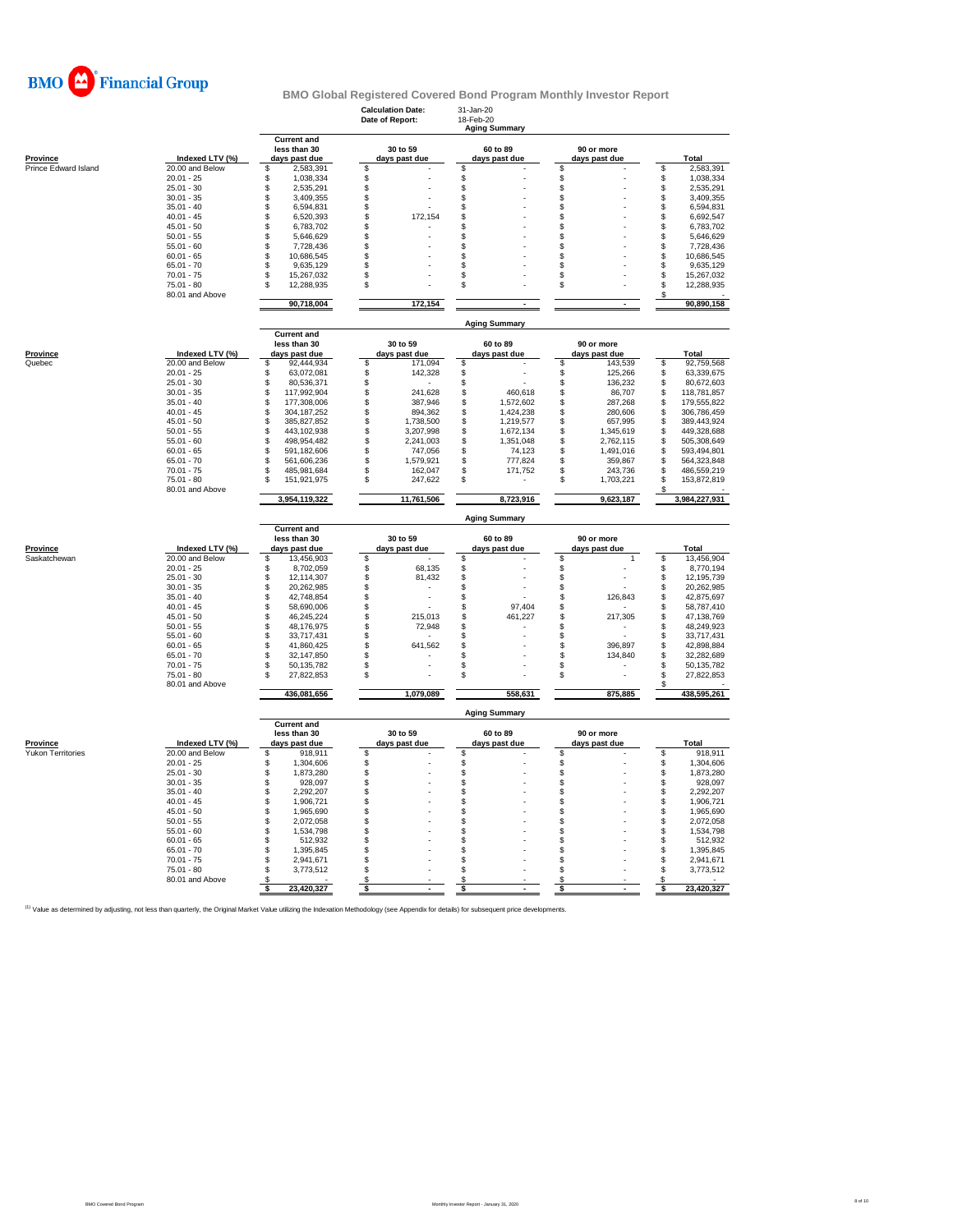BMO Financial Group

## BMO Global Registered Covered Bond Program Monthly Investor Report

**Calculation Date:** 31-Jan-20
**Date of Report:** 18-Feb-20

### Aging Summary

| Province | Indexed LTV (%) | Current and less than 30 days past due | 30 to 59 days past due | 60 to 89 days past due | 90 or more days past due | Total |
|---|---|---|---|---|---|---|
| Prince Edward Island | 20.00 and Below | $ 2,583,391 | $ - | $ - | $ - | $ 2,583,391 |
| | 20.01 - 25 | $ 1,038,334 | $ - | $ - | $ - | $ 1,038,334 |
| | 25.01 - 30 | $ 2,535,291 | $ - | $ - | $ - | $ 2,535,291 |
| | 30.01 - 35 | $ 3,409,355 | $ - | $ - | $ - | $ 3,409,355 |
| | 35.01 - 40 | $ 6,594,831 | $ - | $ - | $ - | $ 6,594,831 |
| | 40.01 - 45 | $ 6,520,393 | $ 172,154 | $ - | $ - | $ 6,692,547 |
| | 45.01 - 50 | $ 6,783,702 | $ - | $ - | $ - | $ 6,783,702 |
| | 50.01 - 55 | $ 5,646,629 | $ - | $ - | $ - | $ 5,646,629 |
| | 55.01 - 60 | $ 7,728,436 | $ - | $ - | $ - | $ 7,728,436 |
| | 60.01 - 65 | $ 10,686,545 | $ - | $ - | $ - | $ 10,686,545 |
| | 65.01 - 70 | $ 9,635,129 | $ - | $ - | $ - | $ 9,635,129 |
| | 70.01 - 75 | $ 15,267,032 | $ - | $ - | $ - | $ 15,267,032 |
| | 75.01 - 80 | $ 12,288,935 | $ - | $ - | $ - | $ 12,288,935 |
| | 80.01 and Above | | | | | $ - |
| | | 90,718,004 | 172,154 | - | - | 90,890,158 |

### Aging Summary

| Province | Indexed LTV (%) | Current and less than 30 days past due | 30 to 59 days past due | 60 to 89 days past due | 90 or more days past due | Total |
|---|---|---|---|---|---|---|
| Quebec | 20.00 and Below | $ 92,444,934 | $ 171,094 | $ - | $ 143,539 | $ 92,759,568 |
| | 20.01 - 25 | $ 63,072,081 | $ 142,328 | $ - | $ 125,266 | $ 63,339,675 |
| | 25.01 - 30 | $ 80,536,371 | $ - | $ - | $ 136,232 | $ 80,672,603 |
| | 30.01 - 35 | $ 117,992,904 | $ 241,628 | $ 460,618 | $ 86,707 | $ 118,781,857 |
| | 35.01 - 40 | $ 177,308,006 | $ 387,946 | $ 1,572,602 | $ 287,268 | $ 179,555,822 |
| | 40.01 - 45 | $ 304,187,252 | $ 894,362 | $ 1,424,238 | $ 280,606 | $ 306,786,459 |
| | 45.01 - 50 | $ 385,827,852 | $ 1,738,500 | $ 1,219,577 | $ 657,995 | $ 389,443,924 |
| | 50.01 - 55 | $ 443,102,938 | $ 3,207,998 | $ 1,672,134 | $ 1,345,619 | $ 449,328,688 |
| | 55.01 - 60 | $ 498,954,482 | $ 2,241,003 | $ 1,351,048 | $ 2,762,115 | $ 505,308,649 |
| | 60.01 - 65 | $ 591,182,606 | $ 747,056 | $ 74,123 | $ 1,491,016 | $ 593,494,801 |
| | 65.01 - 70 | $ 561,606,236 | $ 1,579,921 | $ 777,824 | $ 359,867 | $ 564,323,848 |
| | 70.01 - 75 | $ 485,981,684 | $ 162,047 | $ 171,752 | $ 243,736 | $ 486,559,219 |
| | 75.01 - 80 | $ 151,921,975 | $ 247,622 | $ - | $ 1,703,221 | $ 153,872,819 |
| | 80.01 and Above | | | | | $ - |
| | | 3,954,119,322 | 11,761,506 | 8,723,916 | 9,623,187 | 3,984,227,931 |

### Aging Summary

| Province | Indexed LTV (%) | Current and less than 30 days past due | 30 to 59 days past due | 60 to 89 days past due | 90 or more days past due | Total |
|---|---|---|---|---|---|---|
| Saskatchewan | 20.00 and Below | $ 13,456,903 | $ - | $ - | $ 1 | $ 13,456,904 |
| | 20.01 - 25 | $ 8,702,059 | $ 68,135 | $ - | $ - | $ 8,770,194 |
| | 25.01 - 30 | $ 12,114,307 | $ 81,432 | $ - | $ - | $ 12,195,739 |
| | 30.01 - 35 | $ 20,262,985 | $ - | $ - | $ - | $ 20,262,985 |
| | 35.01 - 40 | $ 42,748,854 | $ - | $ - | $ 126,843 | $ 42,875,697 |
| | 40.01 - 45 | $ 58,690,006 | $ - | $ 97,404 | $ - | $ 58,787,410 |
| | 45.01 - 50 | $ 46,245,224 | $ 215,013 | $ 461,227 | $ 217,305 | $ 47,138,769 |
| | 50.01 - 55 | $ 48,176,975 | $ 72,948 | $ - | $ - | $ 48,249,923 |
| | 55.01 - 60 | $ 33,717,431 | $ - | $ - | $ - | $ 33,717,431 |
| | 60.01 - 65 | $ 41,860,425 | $ 641,562 | $ - | $ 396,897 | $ 42,898,884 |
| | 65.01 - 70 | $ 32,147,850 | $ - | $ - | $ 134,840 | $ 32,282,689 |
| | 70.01 - 75 | $ 50,135,782 | $ - | $ - | $ - | $ 50,135,782 |
| | 75.01 - 80 | $ 27,822,853 | $ - | $ - | $ - | $ 27,822,853 |
| | 80.01 and Above | | | | | $ - |
| | | 436,081,656 | 1,079,089 | 558,631 | 875,885 | 438,595,261 |

### Aging Summary

| Province | Indexed LTV (%) | Current and less than 30 days past due | 30 to 59 days past due | 60 to 89 days past due | 90 or more days past due | Total |
|---|---|---|---|---|---|---|
| Yukon Territories | 20.00 and Below | $ 918,911 | $ - | $ - | $ - | $ 918,911 |
| | 20.01 - 25 | $ 1,304,606 | $ - | $ - | $ - | $ 1,304,606 |
| | 25.01 - 30 | $ 1,873,280 | $ - | $ - | $ - | $ 1,873,280 |
| | 30.01 - 35 | $ 928,097 | $ - | $ - | $ - | $ 928,097 |
| | 35.01 - 40 | $ 2,292,207 | $ - | $ - | $ - | $ 2,292,207 |
| | 40.01 - 45 | $ 1,906,721 | $ - | $ - | $ - | $ 1,906,721 |
| | 45.01 - 50 | $ 1,965,690 | $ - | $ - | $ - | $ 1,965,690 |
| | 50.01 - 55 | $ 2,072,058 | $ - | $ - | $ - | $ 2,072,058 |
| | 55.01 - 60 | $ 1,534,798 | $ - | $ - | $ - | $ 1,534,798 |
| | 60.01 - 65 | $ 512,932 | $ - | $ - | $ - | $ 512,932 |
| | 65.01 - 70 | $ 1,395,845 | $ - | $ - | $ - | $ 1,395,845 |
| | 70.01 - 75 | $ 2,941,671 | $ - | $ - | $ - | $ 2,941,671 |
| | 75.01 - 80 | $ 3,773,512 | $ - | $ - | $ - | $ 3,773,512 |
| | 80.01 and Above | $ - | $ - | $ - | $ - | $ - |
| | | $ 23,420,327 | $ - | $ - | $ - | $ 23,420,327 |

[1] Value as determined by adjusting, not less than quarterly, the Original Market Value utilizing the Indexation Methodology (see Appendix for details) for subsequent price developments.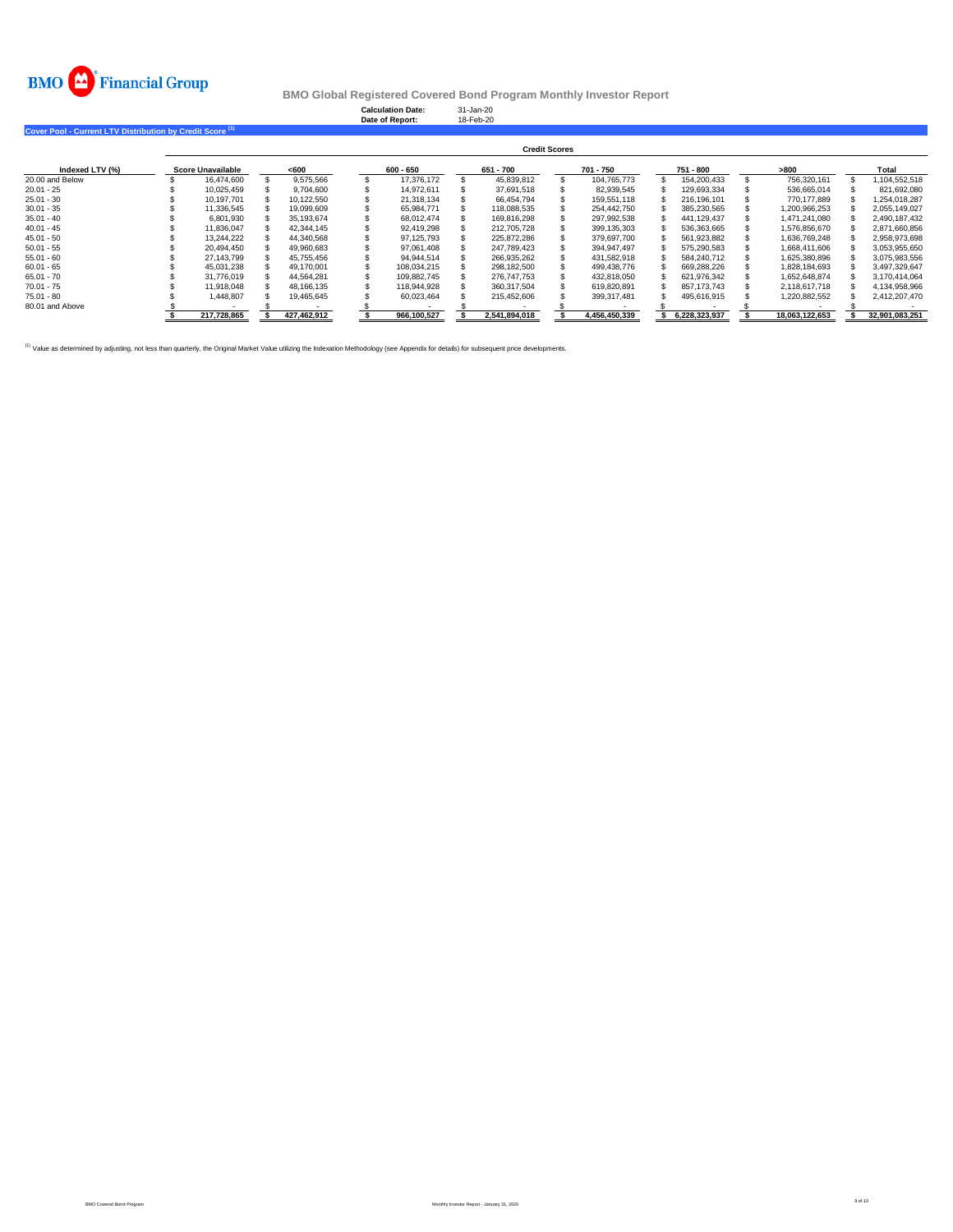BMO Financial Group

**BMO Global Registered Covered Bond Program Monthly Investor Report**

**Calculation Date:** 31-Jan-20
**Date of Report:** 18-Feb-20

**Cover Pool - Current LTV Distribution by Credit Score** [1]

| Indexed LTV (%) | Credit Scores | | | | | | | |
|---|---|---|---|---|---|---|---|---|
| | Score Unavailable | <600 | 600 - 650 | 651 - 700 | 701 - 750 | 751 - 800 | >800 | Total |
| 20.00 and Below | $ 16,474,600 | $ 9,575,566 | $ 17,376,172 | $ 45,839,812 | $ 104,765,773 | $ 154,200,433 | $ 756,320,161 | $ 1,104,552,518 |
| 20.01 - 25 | $ 10,025,459 | $ 9,704,600 | $ 14,972,611 | $ 37,691,518 | $ 82,939,545 | $ 129,693,334 | $ 536,665,014 | $ 821,692,080 |
| 25.01 - 30 | $ 10,197,701 | $ 10,122,550 | $ 21,318,134 | $ 66,454,794 | $ 159,551,118 | $ 216,196,101 | $ 770,177,889 | $ 1,254,018,287 |
| 30.01 - 35 | $ 11,336,545 | $ 19,099,609 | $ 65,984,771 | $ 118,088,535 | $ 254,442,750 | $ 385,230,565 | $ 1,200,966,253 | $ 2,055,149,027 |
| 35.01 - 40 | $ 6,801,930 | $ 35,193,674 | $ 68,012,474 | $ 169,816,298 | $ 297,992,538 | $ 441,129,437 | $ 1,471,241,080 | $ 2,490,187,432 |
| 40.01 - 45 | $ 11,836,047 | $ 42,344,145 | $ 92,419,298 | $ 212,705,728 | $ 399,135,303 | $ 536,363,665 | $ 1,576,856,670 | $ 2,871,660,856 |
| 45.01 - 50 | $ 13,244,222 | $ 44,340,568 | $ 97,125,793 | $ 225,872,286 | $ 379,697,700 | $ 561,923,882 | $ 1,636,769,248 | $ 2,958,973,698 |
| 50.01 - 55 | $ 20,494,450 | $ 49,960,683 | $ 97,061,408 | $ 247,789,423 | $ 394,947,497 | $ 575,290,583 | $ 1,668,411,606 | $ 3,053,955,650 |
| 55.01 - 60 | $ 27,143,799 | $ 45,755,456 | $ 94,944,514 | $ 266,935,262 | $ 431,582,918 | $ 584,240,712 | $ 1,625,380,896 | $ 3,075,983,556 |
| 60.01 - 65 | $ 45,031,238 | $ 49,170,001 | $ 108,034,215 | $ 298,182,500 | $ 499,438,776 | $ 669,288,226 | $ 1,828,184,693 | $ 3,497,329,647 |
| 65.01 - 70 | $ 31,776,019 | $ 44,564,281 | $ 109,882,745 | $ 276,747,753 | $ 432,818,050 | $ 621,976,342 | $ 1,652,648,874 | $ 3,170,414,064 |
| 70.01 - 75 | $ 11,918,048 | $ 48,166,135 | $ 118,944,928 | $ 360,317,504 | $ 619,820,891 | $ 857,173,743 | $ 2,118,617,718 | $ 4,134,958,966 |
| 75.01 - 80 | $ 1,448,807 | $ 19,465,645 | $ 60,023,464 | $ 215,452,606 | $ 399,317,481 | $ 495,616,915 | $ 1,220,882,552 | $ 2,412,207,470 |
| 80.01 and Above | $ - | $ - | $ - | $ - | $ - | $ - | $ - | $ - |
| | **$ 217,728,865** | **$ 427,462,912** | **$ 966,100,527** | **$ 2,541,894,018** | **$ 4,456,450,339** | **$ 6,228,323,937** | **$ 18,063,122,653** | **$ 32,901,083,251** |

[1] Value as determined by adjusting, not less than quarterly, the Original Market Value utilizing the Indexation Methodology (see Appendix for details) for subsequent price developments.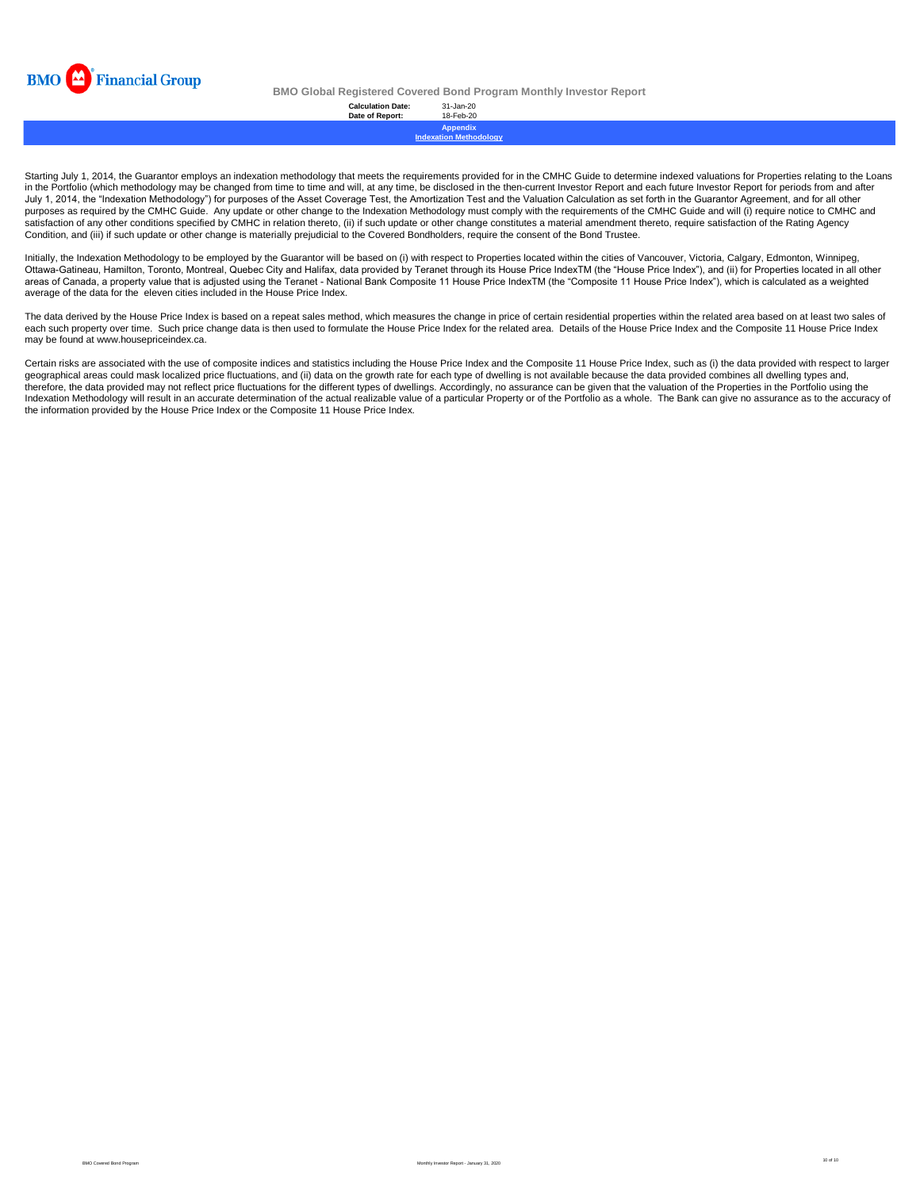BMO Financial Group

**BMO Global Registered Covered Bond Program Monthly Investor Report**

| | |
|---|---|
| **Calculation Date:** | 31-Jan-20 |
| **Date of Report:** | 18-Feb-20 |

## Appendix
### Indexation Methodology

Starting July 1, 2014, the Guarantor employs an indexation methodology that meets the requirements provided for in the CMHC Guide to determine indexed valuations for Properties relating to the Loans in the Portfolio (which methodology may be changed from time to time and will, at any time, be disclosed in the then-current Investor Report and each future Investor Report for periods from and after July 1, 2014, the "Indexation Methodology") for purposes of the Asset Coverage Test, the Amortization Test and the Valuation Calculation as set forth in the Guarantor Agreement, and for all other purposes as required by the CMHC Guide. Any update or other change to the Indexation Methodology must comply with the requirements of the CMHC Guide and will (i) require notice to CMHC and satisfaction of any other conditions specified by CMHC in relation thereto, (ii) if such update or other change constitutes a material amendment thereto, require satisfaction of the Rating Agency Condition, and (iii) if such update or other change is materially prejudicial to the Covered Bondholders, require the consent of the Bond Trustee.

Initially, the Indexation Methodology to be employed by the Guarantor will be based on (i) with respect to Properties located within the cities of Vancouver, Victoria, Calgary, Edmonton, Winnipeg, Ottawa-Gatineau, Hamilton, Toronto, Montreal, Quebec City and Halifax, data provided by Teranet through its House Price IndexTM (the "House Price Index"), and (ii) for Properties located in all other areas of Canada, a property value that is adjusted using the Teranet - National Bank Composite 11 House Price IndexTM (the "Composite 11 House Price Index"), which is calculated as a weighted average of the data for the eleven cities included in the House Price Index.

The data derived by the House Price Index is based on a repeat sales method, which measures the change in price of certain residential properties within the related area based on at least two sales of each such property over time. Such price change data is then used to formulate the House Price Index for the related area. Details of the House Price Index and the Composite 11 House Price Index may be found at www.housepriceindex.ca.

Certain risks are associated with the use of composite indices and statistics including the House Price Index and the Composite 11 House Price Index, such as (i) the data provided with respect to larger geographical areas could mask localized price fluctuations, and (ii) data on the growth rate for each type of dwelling is not available because the data provided combines all dwelling types and, therefore, the data provided may not reflect price fluctuations for the different types of dwellings. Accordingly, no assurance can be given that the valuation of the Properties in the Portfolio using the Indexation Methodology will result in an accurate determination of the actual realizable value of a particular Property or of the Portfolio as a whole. The Bank can give no assurance as to the accuracy of the information provided by the House Price Index or the Composite 11 House Price Index.